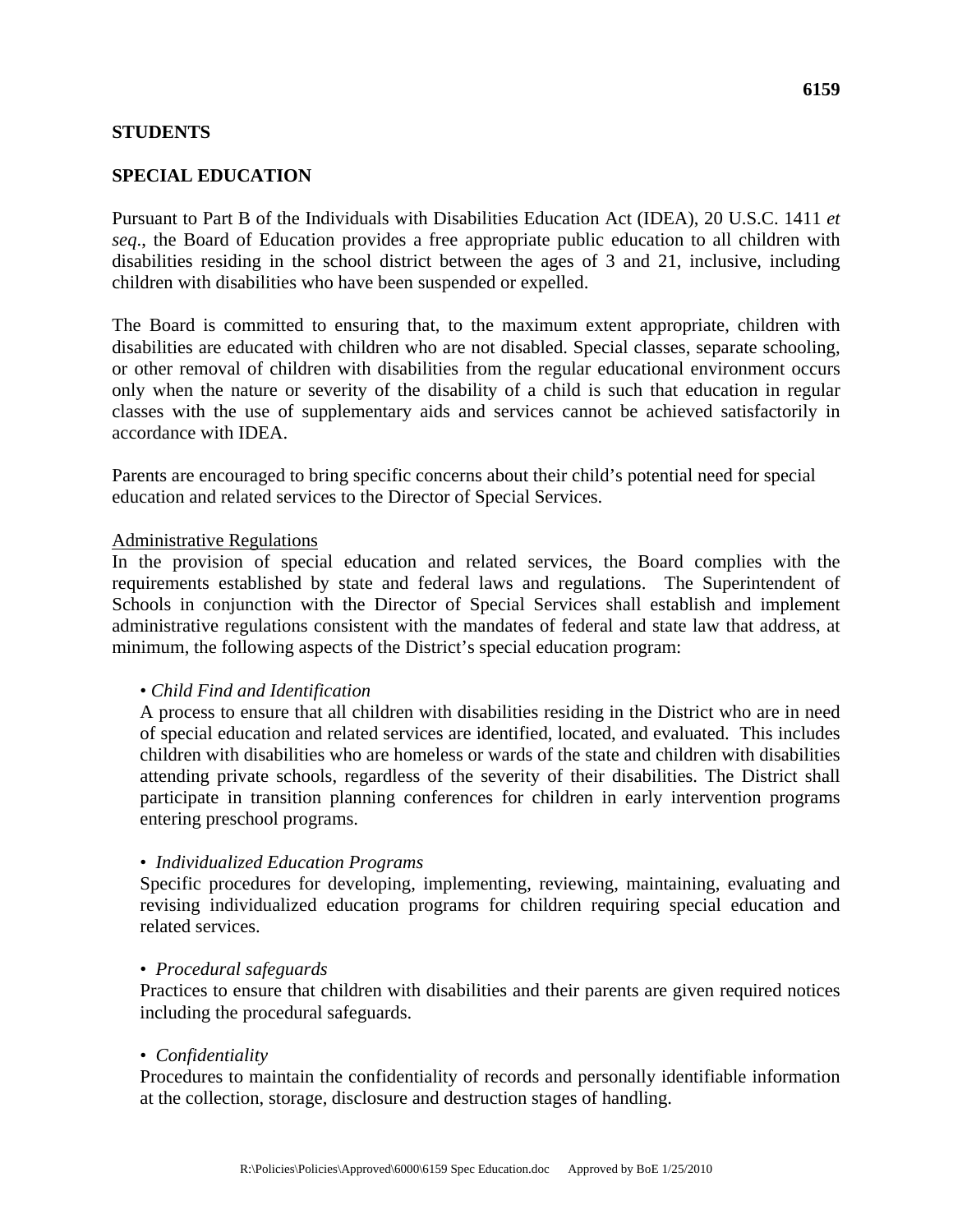**STUDENTS**

**SPECIAL EDUCATION**

Pursuant to Part B of the Individuals with Disabilities Education Act (IDEA), 20 U.S.C. 1411 *et seq*., the Board of Education provides a free appropriate public education to all children with disabilities residing in the school district between the ages of 3 and 21, inclusive, including children with disabilities who have been suspended or expelled.

The Board is committed to ensuring that, to the maximum extent appropriate, children with disabilities are educated with children who are not disabled. Special classes, separate schooling, or other removal of children with disabilities from the regular educational environment occurs only when the nature or severity of the disability of a child is such that education in regular classes with the use of supplementary aids and services cannot be achieved satisfactorily in accordance with IDEA.

Parents are encouraged to bring specific concerns about their child's potential need for special education and related services to the Director of Special Services.

<u>Administrative Regulations</u>
In the provision of special education and related services, the Board complies with the requirements established by state and federal laws and regulations. The Superintendent of Schools in conjunction with the Director of Special Services shall establish and implement administrative regulations consistent with the mandates of federal and state law that address, at minimum, the following aspects of the District's special education program:

- *Child Find and Identification*
  A process to ensure that all children with disabilities residing in the District who are in need of special education and related services are identified, located, and evaluated. This includes children with disabilities who are homeless or wards of the state and children with disabilities attending private schools, regardless of the severity of their disabilities. The District shall participate in transition planning conferences for children in early intervention programs entering preschool programs.

- *Individualized Education Programs*
  Specific procedures for developing, implementing, reviewing, maintaining, evaluating and revising individualized education programs for children requiring special education and related services.

- *Procedural safeguards*
  Practices to ensure that children with disabilities and their parents are given required notices including the procedural safeguards.

- *Confidentiality*
  Procedures to maintain the confidentiality of records and personally identifiable information at the collection, storage, disclosure and destruction stages of handling.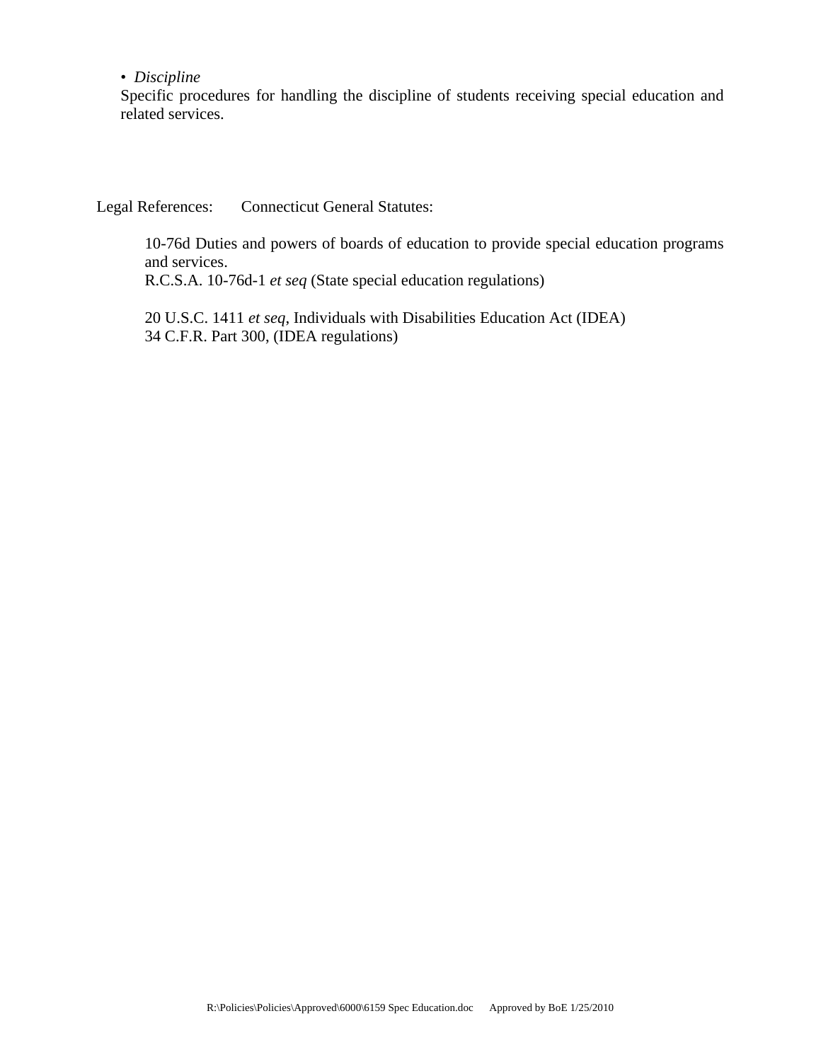- *Discipline*

  Specific procedures for handling the discipline of students receiving special education and related services.

Legal References: Connecticut General Statutes:

10-76d Duties and powers of boards of education to provide special education programs and services.
R.C.S.A. 10-76d-1 *et seq* (State special education regulations)

20 U.S.C. 1411 *et seq*, Individuals with Disabilities Education Act (IDEA)
34 C.F.R. Part 300, (IDEA regulations)

R:\Policies\Policies\Approved\6000\6159 Spec Education.doc Approved by BoE 1/25/2010